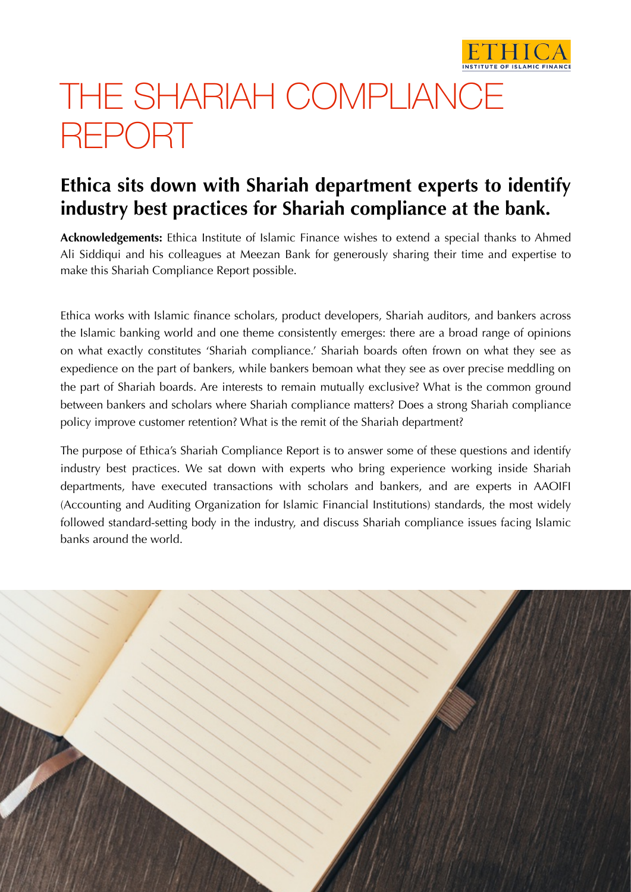ETHICA
INSTITUTE OF ISLAMIC FINANCE

# THE SHARIAH COMPLIANCE REPORT

## Ethica sits down with Shariah department experts to identify industry best practices for Shariah compliance at the bank.

**Acknowledgements:** Ethica Institute of Islamic Finance wishes to extend a special thanks to Ahmed Ali Siddiqui and his colleagues at Meezan Bank for generously sharing their time and expertise to make this Shariah Compliance Report possible.

Ethica works with Islamic finance scholars, product developers, Shariah auditors, and bankers across the Islamic banking world and one theme consistently emerges: there are a broad range of opinions on what exactly constitutes 'Shariah compliance.' Shariah boards often frown on what they see as expedience on the part of bankers, while bankers bemoan what they see as over precise meddling on the part of Shariah boards. Are interests to remain mutually exclusive? What is the common ground between bankers and scholars where Shariah compliance matters? Does a strong Shariah compliance policy improve customer retention? What is the remit of the Shariah department?

The purpose of Ethica's Shariah Compliance Report is to answer some of these questions and identify industry best practices. We sat down with experts who bring experience working inside Shariah departments, have executed transactions with scholars and bankers, and are experts in AAOIFI (Accounting and Auditing Organization for Islamic Financial Institutions) standards, the most widely followed standard-setting body in the industry, and discuss Shariah compliance issues facing Islamic banks around the world.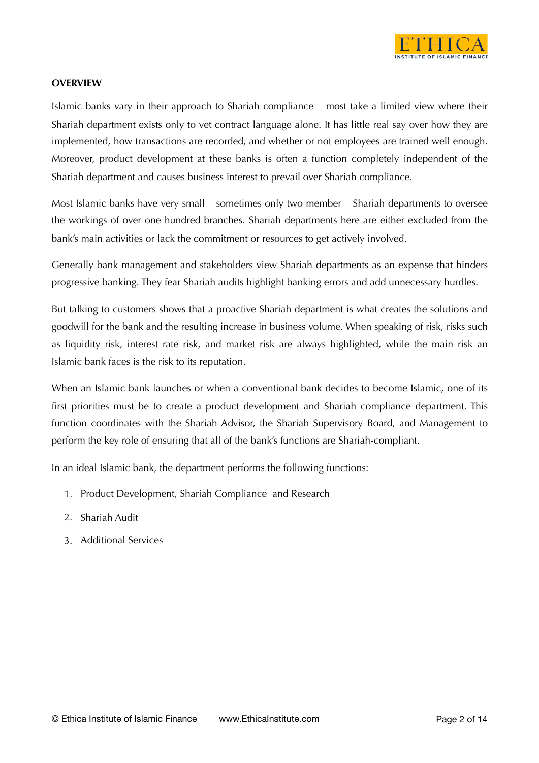**OVERVIEW**

Islamic banks vary in their approach to Shariah compliance – most take a limited view where their Shariah department exists only to vet contract language alone. It has little real say over how they are implemented, how transactions are recorded, and whether or not employees are trained well enough. Moreover, product development at these banks is often a function completely independent of the Shariah department and causes business interest to prevail over Shariah compliance.

Most Islamic banks have very small – sometimes only two member – Shariah departments to oversee the workings of over one hundred branches. Shariah departments here are either excluded from the bank's main activities or lack the commitment or resources to get actively involved.

Generally bank management and stakeholders view Shariah departments as an expense that hinders progressive banking. They fear Shariah audits highlight banking errors and add unnecessary hurdles.

But talking to customers shows that a proactive Shariah department is what creates the solutions and goodwill for the bank and the resulting increase in business volume. When speaking of risk, risks such as liquidity risk, interest rate risk, and market risk are always highlighted, while the main risk an Islamic bank faces is the risk to its reputation.

When an Islamic bank launches or when a conventional bank decides to become Islamic, one of its first priorities must be to create a product development and Shariah compliance department. This function coordinates with the Shariah Advisor, the Shariah Supervisory Board, and Management to perform the key role of ensuring that all of the bank's functions are Shariah-compliant.

In an ideal Islamic bank, the department performs the following functions:

1. Product Development, Shariah Compliance and Research
2. Shariah Audit
3. Additional Services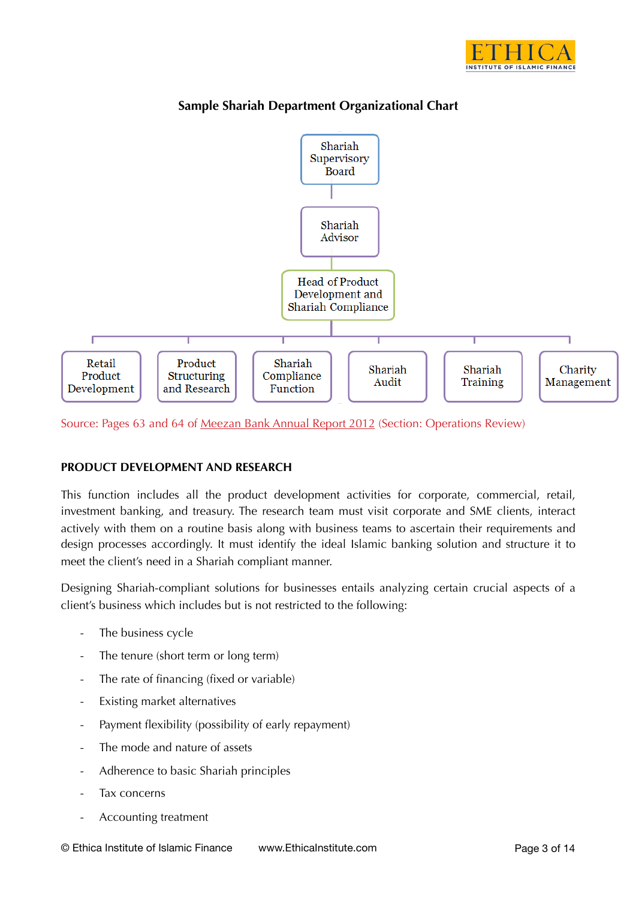## Sample Shariah Department Organizational Chart

- Shariah Supervisory Board
  - Shariah Advisor
    - Head of Product Development and Shariah Compliance
      - Retail Product Development
      - Product Structuring and Research
      - Shariah Compliance Function
      - Shariah Audit
      - Shariah Training
      - Charity Management

Source: Pages 63 and 64 of Meezan Bank Annual Report 2012 (Section: Operations Review)

### PRODUCT DEVELOPMENT AND RESEARCH

This function includes all the product development activities for corporate, commercial, retail, investment banking, and treasury. The research team must visit corporate and SME clients, interact actively with them on a routine basis along with business teams to ascertain their requirements and design processes accordingly. It must identify the ideal Islamic banking solution and structure it to meet the client's need in a Shariah compliant manner.

Designing Shariah-compliant solutions for businesses entails analyzing certain crucial aspects of a client's business which includes but is not restricted to the following:

- The business cycle
- The tenure (short term or long term)
- The rate of financing (fixed or variable)
- Existing market alternatives
- Payment flexibility (possibility of early repayment)
- The mode and nature of assets
- Adherence to basic Shariah principles
- Tax concerns
- Accounting treatment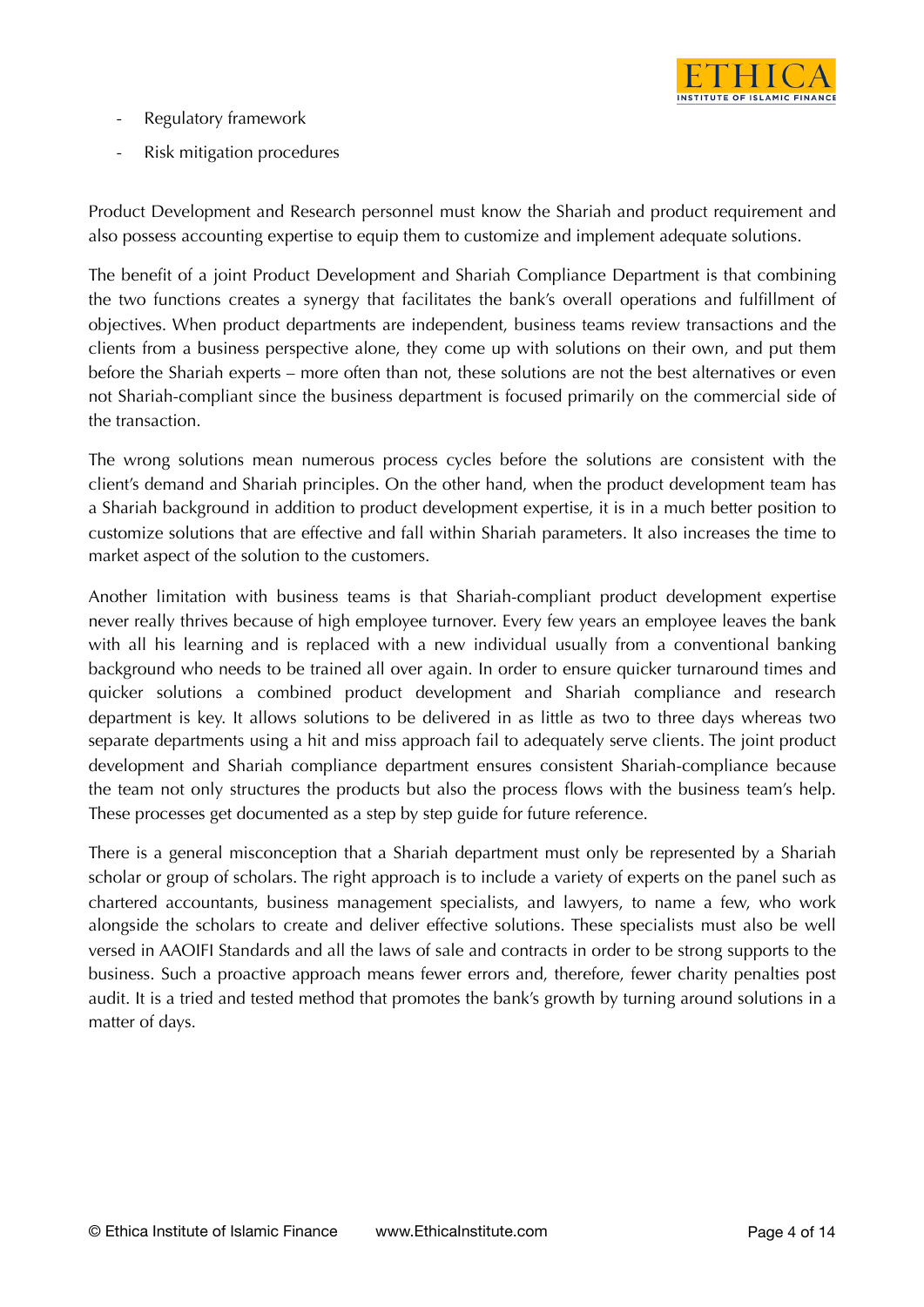- Regulatory framework
- Risk mitigation procedures

Product Development and Research personnel must know the Shariah and product requirement and also possess accounting expertise to equip them to customize and implement adequate solutions.

The benefit of a joint Product Development and Shariah Compliance Department is that combining the two functions creates a synergy that facilitates the bank's overall operations and fulfillment of objectives. When product departments are independent, business teams review transactions and the clients from a business perspective alone, they come up with solutions on their own, and put them before the Shariah experts – more often than not, these solutions are not the best alternatives or even not Shariah-compliant since the business department is focused primarily on the commercial side of the transaction.

The wrong solutions mean numerous process cycles before the solutions are consistent with the client's demand and Shariah principles. On the other hand, when the product development team has a Shariah background in addition to product development expertise, it is in a much better position to customize solutions that are effective and fall within Shariah parameters. It also increases the time to market aspect of the solution to the customers.

Another limitation with business teams is that Shariah-compliant product development expertise never really thrives because of high employee turnover. Every few years an employee leaves the bank with all his learning and is replaced with a new individual usually from a conventional banking background who needs to be trained all over again. In order to ensure quicker turnaround times and quicker solutions a combined product development and Shariah compliance and research department is key. It allows solutions to be delivered in as little as two to three days whereas two separate departments using a hit and miss approach fail to adequately serve clients. The joint product development and Shariah compliance department ensures consistent Shariah-compliance because the team not only structures the products but also the process flows with the business team's help. These processes get documented as a step by step guide for future reference.

There is a general misconception that a Shariah department must only be represented by a Shariah scholar or group of scholars. The right approach is to include a variety of experts on the panel such as chartered accountants, business management specialists, and lawyers, to name a few, who work alongside the scholars to create and deliver effective solutions. These specialists must also be well versed in AAOIFI Standards and all the laws of sale and contracts in order to be strong supports to the business. Such a proactive approach means fewer errors and, therefore, fewer charity penalties post audit. It is a tried and tested method that promotes the bank's growth by turning around solutions in a matter of days.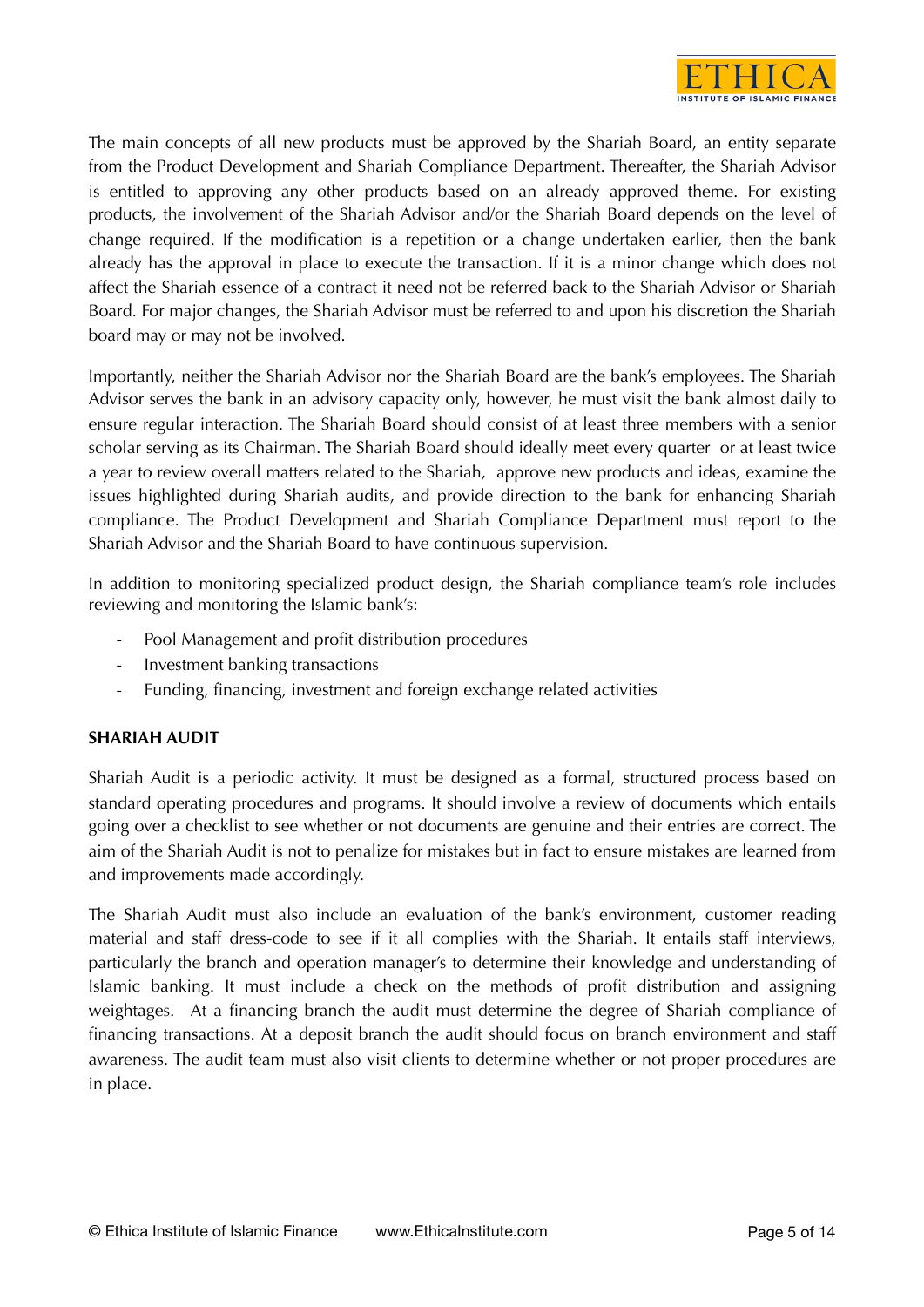The main concepts of all new products must be approved by the Shariah Board, an entity separate from the Product Development and Shariah Compliance Department. Thereafter, the Shariah Advisor is entitled to approving any other products based on an already approved theme. For existing products, the involvement of the Shariah Advisor and/or the Shariah Board depends on the level of change required. If the modification is a repetition or a change undertaken earlier, then the bank already has the approval in place to execute the transaction. If it is a minor change which does not affect the Shariah essence of a contract it need not be referred back to the Shariah Advisor or Shariah Board. For major changes, the Shariah Advisor must be referred to and upon his discretion the Shariah board may or may not be involved.

Importantly, neither the Shariah Advisor nor the Shariah Board are the bank's employees. The Shariah Advisor serves the bank in an advisory capacity only, however, he must visit the bank almost daily to ensure regular interaction. The Shariah Board should consist of at least three members with a senior scholar serving as its Chairman. The Shariah Board should ideally meet every quarter or at least twice a year to review overall matters related to the Shariah, approve new products and ideas, examine the issues highlighted during Shariah audits, and provide direction to the bank for enhancing Shariah compliance. The Product Development and Shariah Compliance Department must report to the Shariah Advisor and the Shariah Board to have continuous supervision.

In addition to monitoring specialized product design, the Shariah compliance team's role includes reviewing and monitoring the Islamic bank's:

- Pool Management and profit distribution procedures
- Investment banking transactions
- Funding, financing, investment and foreign exchange related activities

**SHARIAH AUDIT**

Shariah Audit is a periodic activity. It must be designed as a formal, structured process based on standard operating procedures and programs. It should involve a review of documents which entails going over a checklist to see whether or not documents are genuine and their entries are correct. The aim of the Shariah Audit is not to penalize for mistakes but in fact to ensure mistakes are learned from and improvements made accordingly.

The Shariah Audit must also include an evaluation of the bank's environment, customer reading material and staff dress-code to see if it all complies with the Shariah. It entails staff interviews, particularly the branch and operation manager's to determine their knowledge and understanding of Islamic banking. It must include a check on the methods of profit distribution and assigning weightages. At a financing branch the audit must determine the degree of Shariah compliance of financing transactions. At a deposit branch the audit should focus on branch environment and staff awareness. The audit team must also visit clients to determine whether or not proper procedures are in place.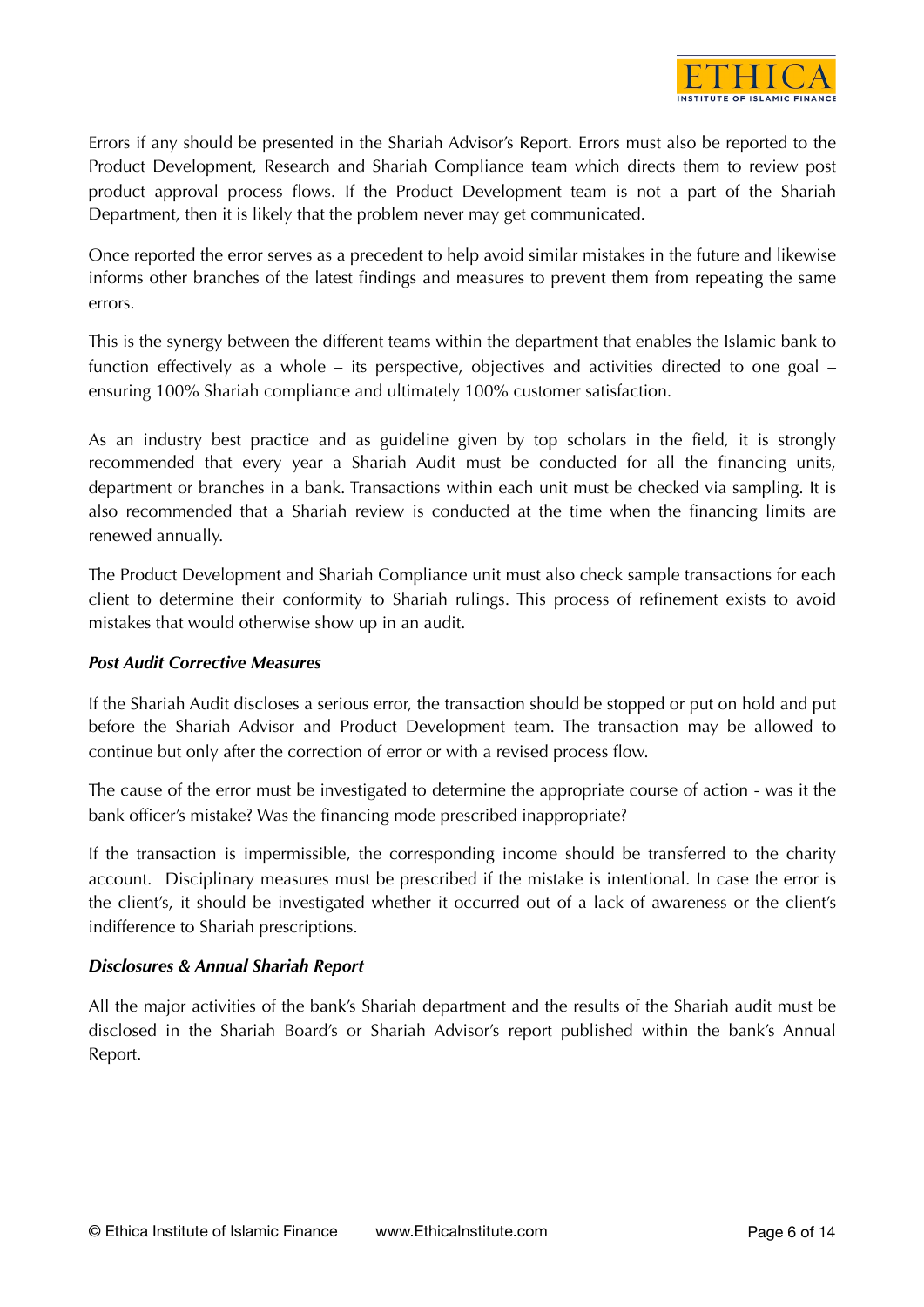Errors if any should be presented in the Shariah Advisor's Report. Errors must also be reported to the Product Development, Research and Shariah Compliance team which directs them to review post product approval process flows. If the Product Development team is not a part of the Shariah Department, then it is likely that the problem never may get communicated.

Once reported the error serves as a precedent to help avoid similar mistakes in the future and likewise informs other branches of the latest findings and measures to prevent them from repeating the same errors.

This is the synergy between the different teams within the department that enables the Islamic bank to function effectively as a whole – its perspective, objectives and activities directed to one goal – ensuring 100% Shariah compliance and ultimately 100% customer satisfaction.

As an industry best practice and as guideline given by top scholars in the field, it is strongly recommended that every year a Shariah Audit must be conducted for all the financing units, department or branches in a bank. Transactions within each unit must be checked via sampling. It is also recommended that a Shariah review is conducted at the time when the financing limits are renewed annually.

The Product Development and Shariah Compliance unit must also check sample transactions for each client to determine their conformity to Shariah rulings. This process of refinement exists to avoid mistakes that would otherwise show up in an audit.

***Post Audit Corrective Measures***

If the Shariah Audit discloses a serious error, the transaction should be stopped or put on hold and put before the Shariah Advisor and Product Development team. The transaction may be allowed to continue but only after the correction of error or with a revised process flow.

The cause of the error must be investigated to determine the appropriate course of action - was it the bank officer's mistake? Was the financing mode prescribed inappropriate?

If the transaction is impermissible, the corresponding income should be transferred to the charity account. Disciplinary measures must be prescribed if the mistake is intentional. In case the error is the client's, it should be investigated whether it occurred out of a lack of awareness or the client's indifference to Shariah prescriptions.

***Disclosures & Annual Shariah Report***

All the major activities of the bank's Shariah department and the results of the Shariah audit must be disclosed in the Shariah Board's or Shariah Advisor's report published within the bank's Annual Report.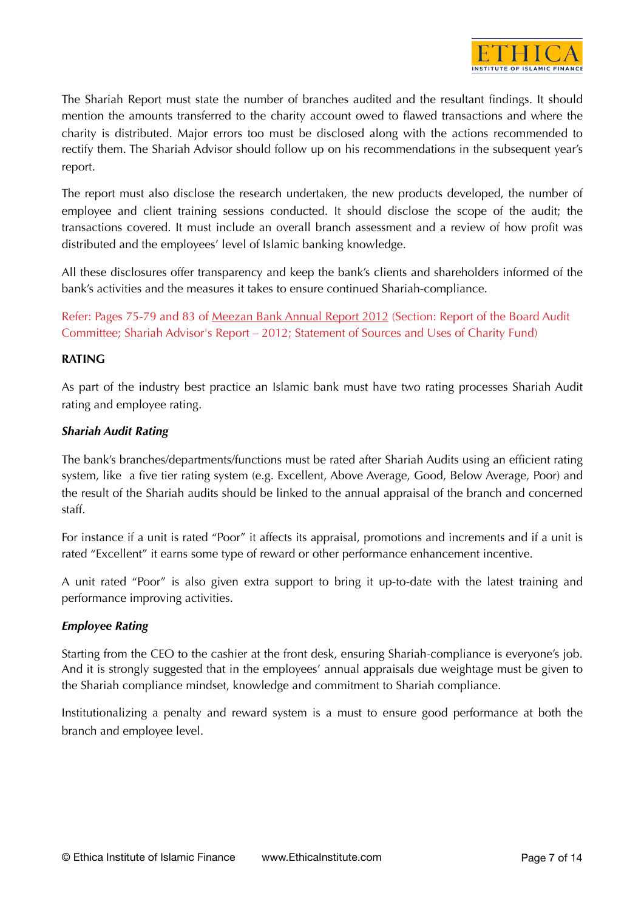The Shariah Report must state the number of branches audited and the resultant findings. It should mention the amounts transferred to the charity account owed to flawed transactions and where the charity is distributed. Major errors too must be disclosed along with the actions recommended to rectify them. The Shariah Advisor should follow up on his recommendations in the subsequent year's report.

The report must also disclose the research undertaken, the new products developed, the number of employee and client training sessions conducted. It should disclose the scope of the audit; the transactions covered. It must include an overall branch assessment and a review of how profit was distributed and the employees' level of Islamic banking knowledge.

All these disclosures offer transparency and keep the bank's clients and shareholders informed of the bank's activities and the measures it takes to ensure continued Shariah-compliance.

Refer: Pages 75-79 and 83 of Meezan Bank Annual Report 2012 (Section: Report of the Board Audit Committee; Shariah Advisor's Report – 2012; Statement of Sources and Uses of Charity Fund)

**RATING**

As part of the industry best practice an Islamic bank must have two rating processes Shariah Audit rating and employee rating.

***Shariah Audit Rating***

The bank's branches/departments/functions must be rated after Shariah Audits using an efficient rating system, like a five tier rating system (e.g. Excellent, Above Average, Good, Below Average, Poor) and the result of the Shariah audits should be linked to the annual appraisal of the branch and concerned staff.

For instance if a unit is rated "Poor" it affects its appraisal, promotions and increments and if a unit is rated "Excellent" it earns some type of reward or other performance enhancement incentive.

A unit rated "Poor" is also given extra support to bring it up-to-date with the latest training and performance improving activities.

***Employee Rating***

Starting from the CEO to the cashier at the front desk, ensuring Shariah-compliance is everyone's job. And it is strongly suggested that in the employees' annual appraisals due weightage must be given to the Shariah compliance mindset, knowledge and commitment to Shariah compliance.

Institutionalizing a penalty and reward system is a must to ensure good performance at both the branch and employee level.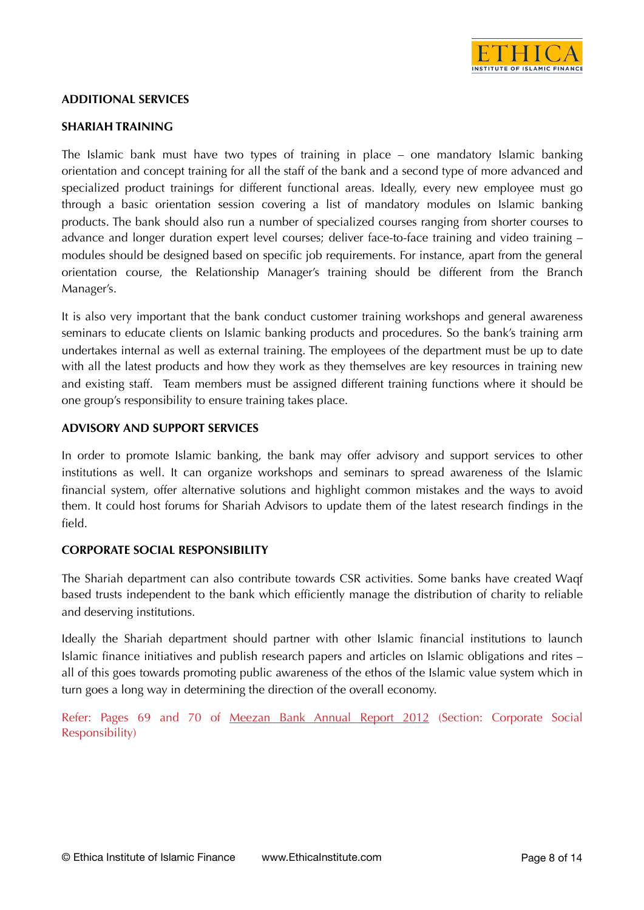## ADDITIONAL SERVICES

### SHARIAH TRAINING

The Islamic bank must have two types of training in place – one mandatory Islamic banking orientation and concept training for all the staff of the bank and a second type of more advanced and specialized product trainings for different functional areas. Ideally, every new employee must go through a basic orientation session covering a list of mandatory modules on Islamic banking products. The bank should also run a number of specialized courses ranging from shorter courses to advance and longer duration expert level courses; deliver face-to-face training and video training – modules should be designed based on specific job requirements. For instance, apart from the general orientation course, the Relationship Manager's training should be different from the Branch Manager's.

It is also very important that the bank conduct customer training workshops and general awareness seminars to educate clients on Islamic banking products and procedures. So the bank's training arm undertakes internal as well as external training. The employees of the department must be up to date with all the latest products and how they work as they themselves are key resources in training new and existing staff. Team members must be assigned different training functions where it should be one group's responsibility to ensure training takes place.

### ADVISORY AND SUPPORT SERVICES

In order to promote Islamic banking, the bank may offer advisory and support services to other institutions as well. It can organize workshops and seminars to spread awareness of the Islamic financial system, offer alternative solutions and highlight common mistakes and the ways to avoid them. It could host forums for Shariah Advisors to update them of the latest research findings in the field.

### CORPORATE SOCIAL RESPONSIBILITY

The Shariah department can also contribute towards CSR activities. Some banks have created Waqf based trusts independent to the bank which efficiently manage the distribution of charity to reliable and deserving institutions.

Ideally the Shariah department should partner with other Islamic financial institutions to launch Islamic finance initiatives and publish research papers and articles on Islamic obligations and rites – all of this goes towards promoting public awareness of the ethos of the Islamic value system which in turn goes a long way in determining the direction of the overall economy.

Refer: Pages 69 and 70 of Meezan Bank Annual Report 2012 (Section: Corporate Social Responsibility)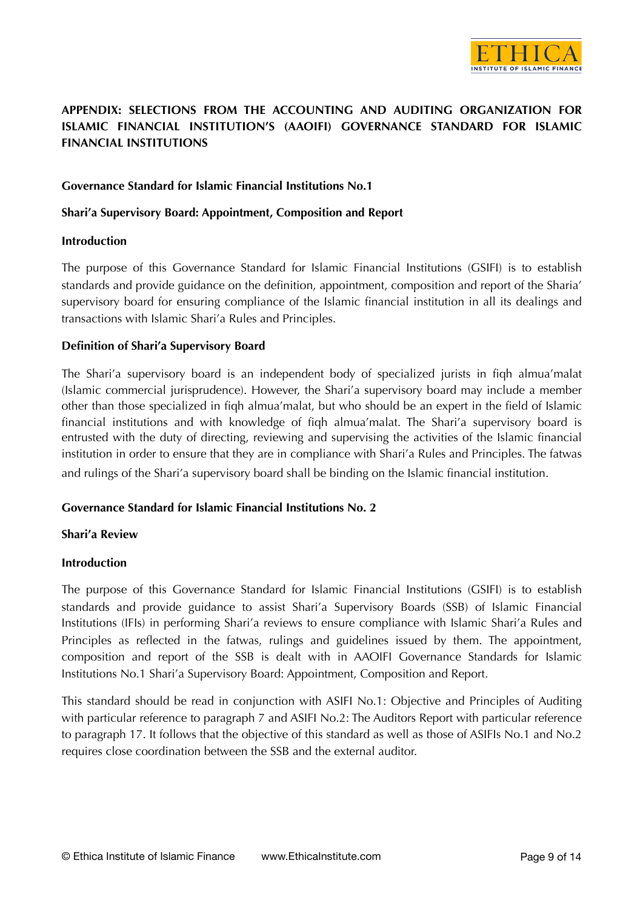## APPENDIX: SELECTIONS FROM THE ACCOUNTING AND AUDITING ORGANIZATION FOR ISLAMIC FINANCIAL INSTITUTION'S (AAOIFI) GOVERNANCE STANDARD FOR ISLAMIC FINANCIAL INSTITUTIONS

### Governance Standard for Islamic Financial Institutions No.1

### Shari'a Supervisory Board: Appointment, Composition and Report

#### Introduction

The purpose of this Governance Standard for Islamic Financial Institutions (GSIFI) is to establish standards and provide guidance on the definition, appointment, composition and report of the Sharia' supervisory board for ensuring compliance of the Islamic financial institution in all its dealings and transactions with Islamic Shari'a Rules and Principles.

#### Definition of Shari'a Supervisory Board

The Shari'a supervisory board is an independent body of specialized jurists in fiqh almua'malat (Islamic commercial jurisprudence). However, the Shari'a supervisory board may include a member other than those specialized in fiqh almua'malat, but who should be an expert in the field of Islamic financial institutions and with knowledge of fiqh almua'malat. The Shari'a supervisory board is entrusted with the duty of directing, reviewing and supervising the activities of the Islamic financial institution in order to ensure that they are in compliance with Shari'a Rules and Principles. The fatwas and rulings of the Shari'a supervisory board shall be binding on the Islamic financial institution.

### Governance Standard for Islamic Financial Institutions No. 2

### Shari'a Review

#### Introduction

The purpose of this Governance Standard for Islamic Financial Institutions (GSIFI) is to establish standards and provide guidance to assist Shari'a Supervisory Boards (SSB) of Islamic Financial Institutions (IFIs) in performing Shari'a reviews to ensure compliance with Islamic Shari'a Rules and Principles as reflected in the fatwas, rulings and guidelines issued by them. The appointment, composition and report of the SSB is dealt with in AAOIFI Governance Standards for Islamic Institutions No.1 Shari'a Supervisory Board: Appointment, Composition and Report.

This standard should be read in conjunction with ASIFI No.1: Objective and Principles of Auditing with particular reference to paragraph 7 and ASIFI No.2: The Auditors Report with particular reference to paragraph 17. It follows that the objective of this standard as well as those of ASIFIs No.1 and No.2 requires close coordination between the SSB and the external auditor.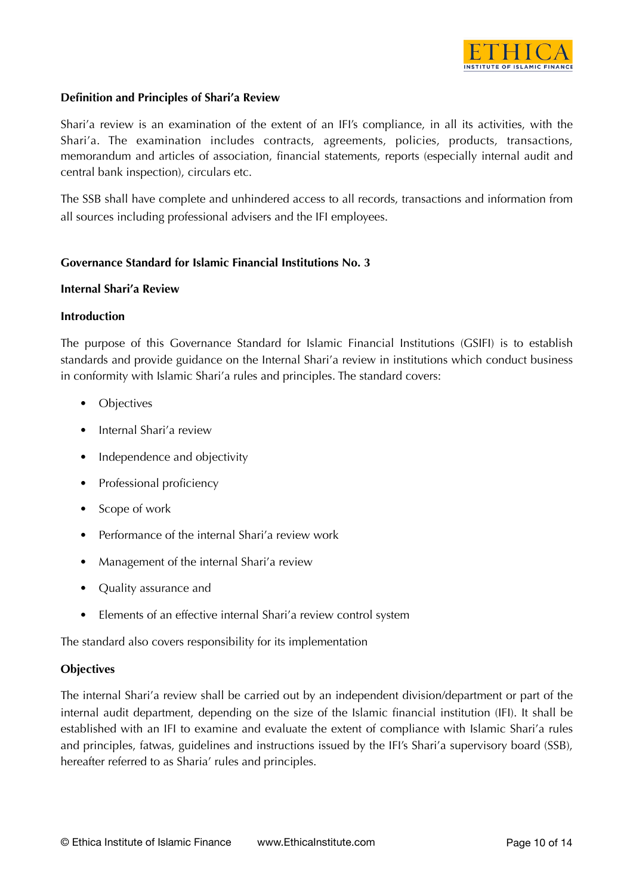**Definition and Principles of Shari'a Review**

Shari'a review is an examination of the extent of an IFI's compliance, in all its activities, with the Shari'a. The examination includes contracts, agreements, policies, products, transactions, memorandum and articles of association, financial statements, reports (especially internal audit and central bank inspection), circulars etc.

The SSB shall have complete and unhindered access to all records, transactions and information from all sources including professional advisers and the IFI employees.

**Governance Standard for Islamic Financial Institutions No. 3**

**Internal Shari'a Review**

**Introduction**

The purpose of this Governance Standard for Islamic Financial Institutions (GSIFI) is to establish standards and provide guidance on the Internal Shari'a review in institutions which conduct business in conformity with Islamic Shari'a rules and principles. The standard covers:

- Objectives
- Internal Shari'a review
- Independence and objectivity
- Professional proficiency
- Scope of work
- Performance of the internal Shari'a review work
- Management of the internal Shari'a review
- Quality assurance and
- Elements of an effective internal Shari'a review control system

The standard also covers responsibility for its implementation

**Objectives**

The internal Shari'a review shall be carried out by an independent division/department or part of the internal audit department, depending on the size of the Islamic financial institution (IFI). It shall be established with an IFI to examine and evaluate the extent of compliance with Islamic Shari'a rules and principles, fatwas, guidelines and instructions issued by the IFI's Shari'a supervisory board (SSB), hereafter referred to as Sharia' rules and principles.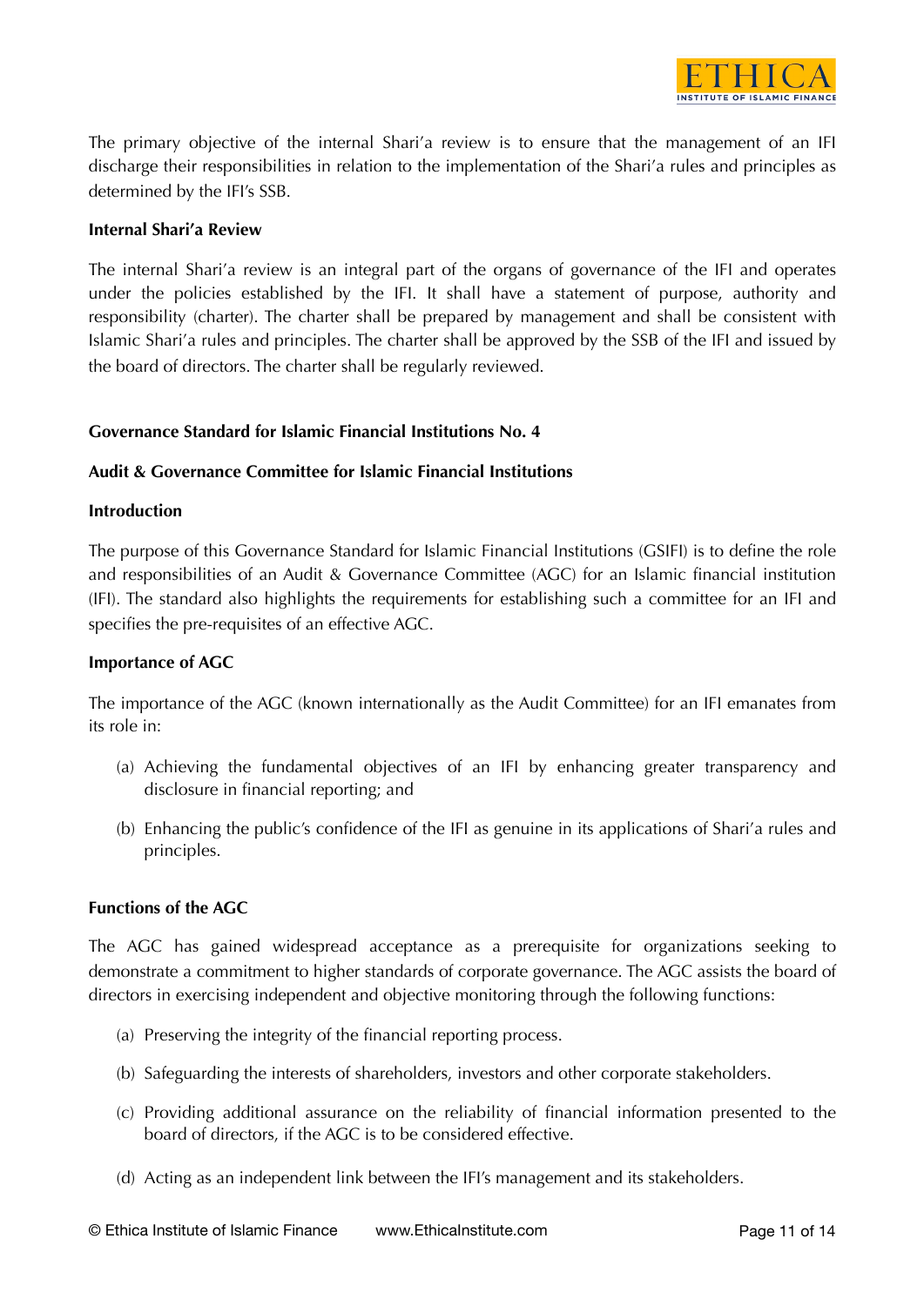The primary objective of the internal Shari'a review is to ensure that the management of an IFI discharge their responsibilities in relation to the implementation of the Shari'a rules and principles as determined by the IFI's SSB.

**Internal Shari'a Review**

The internal Shari'a review is an integral part of the organs of governance of the IFI and operates under the policies established by the IFI. It shall have a statement of purpose, authority and responsibility (charter). The charter shall be prepared by management and shall be consistent with Islamic Shari'a rules and principles. The charter shall be approved by the SSB of the IFI and issued by the board of directors. The charter shall be regularly reviewed.

## Governance Standard for Islamic Financial Institutions No. 4

## Audit & Governance Committee for Islamic Financial Institutions

### Introduction

The purpose of this Governance Standard for Islamic Financial Institutions (GSIFI) is to define the role and responsibilities of an Audit & Governance Committee (AGC) for an Islamic financial institution (IFI). The standard also highlights the requirements for establishing such a committee for an IFI and specifies the pre-requisites of an effective AGC.

### Importance of AGC

The importance of the AGC (known internationally as the Audit Committee) for an IFI emanates from its role in:

(a) Achieving the fundamental objectives of an IFI by enhancing greater transparency and disclosure in financial reporting; and

(b) Enhancing the public's confidence of the IFI as genuine in its applications of Shari'a rules and principles.

### Functions of the AGC

The AGC has gained widespread acceptance as a prerequisite for organizations seeking to demonstrate a commitment to higher standards of corporate governance. The AGC assists the board of directors in exercising independent and objective monitoring through the following functions:

(a) Preserving the integrity of the financial reporting process.

(b) Safeguarding the interests of shareholders, investors and other corporate stakeholders.

(c) Providing additional assurance on the reliability of financial information presented to the board of directors, if the AGC is to be considered effective.

(d) Acting as an independent link between the IFI's management and its stakeholders.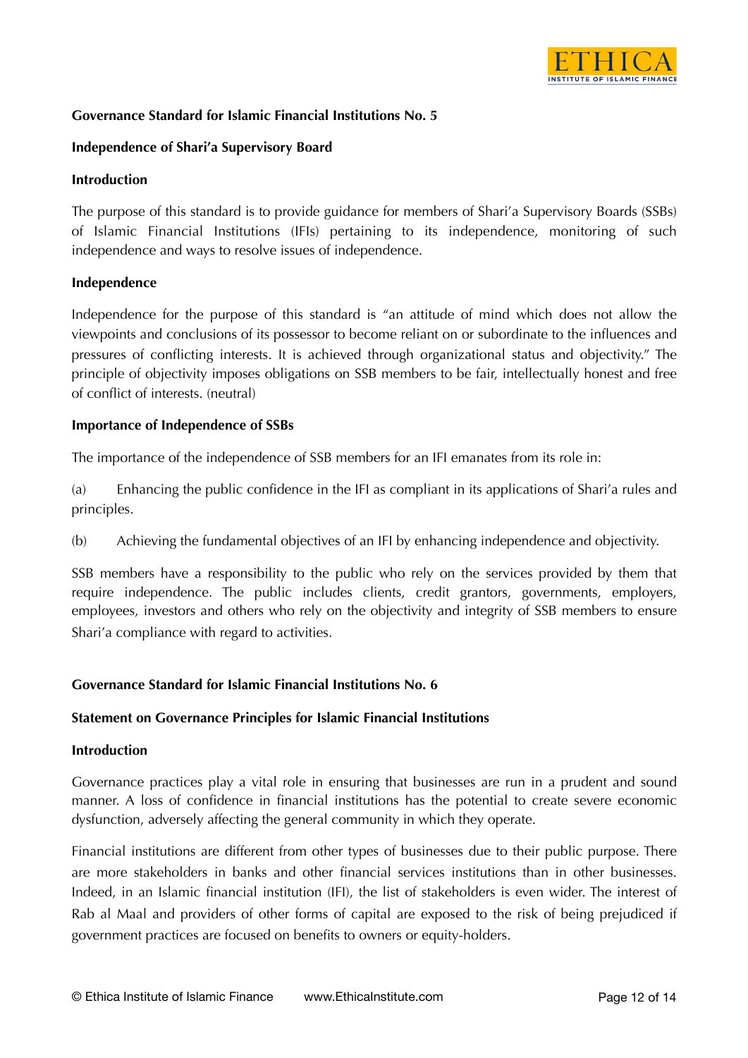**Governance Standard for Islamic Financial Institutions No. 5**

**Independence of Shari'a Supervisory Board**

**Introduction**

The purpose of this standard is to provide guidance for members of Shari'a Supervisory Boards (SSBs) of Islamic Financial Institutions (IFIs) pertaining to its independence, monitoring of such independence and ways to resolve issues of independence.

**Independence**

Independence for the purpose of this standard is "an attitude of mind which does not allow the viewpoints and conclusions of its possessor to become reliant on or subordinate to the influences and pressures of conflicting interests. It is achieved through organizational status and objectivity." The principle of objectivity imposes obligations on SSB members to be fair, intellectually honest and free of conflict of interests. (neutral)

**Importance of Independence of SSBs**

The importance of the independence of SSB members for an IFI emanates from its role in:

(a) Enhancing the public confidence in the IFI as compliant in its applications of Shari'a rules and principles.

(b) Achieving the fundamental objectives of an IFI by enhancing independence and objectivity.

SSB members have a responsibility to the public who rely on the services provided by them that require independence. The public includes clients, credit grantors, governments, employers, employees, investors and others who rely on the objectivity and integrity of SSB members to ensure Shari'a compliance with regard to activities.

**Governance Standard for Islamic Financial Institutions No. 6**

**Statement on Governance Principles for Islamic Financial Institutions**

**Introduction**

Governance practices play a vital role in ensuring that businesses are run in a prudent and sound manner. A loss of confidence in financial institutions has the potential to create severe economic dysfunction, adversely affecting the general community in which they operate.

Financial institutions are different from other types of businesses due to their public purpose. There are more stakeholders in banks and other financial services institutions than in other businesses. Indeed, in an Islamic financial institution (IFI), the list of stakeholders is even wider. The interest of Rab al Maal and providers of other forms of capital are exposed to the risk of being prejudiced if government practices are focused on benefits to owners or equity-holders.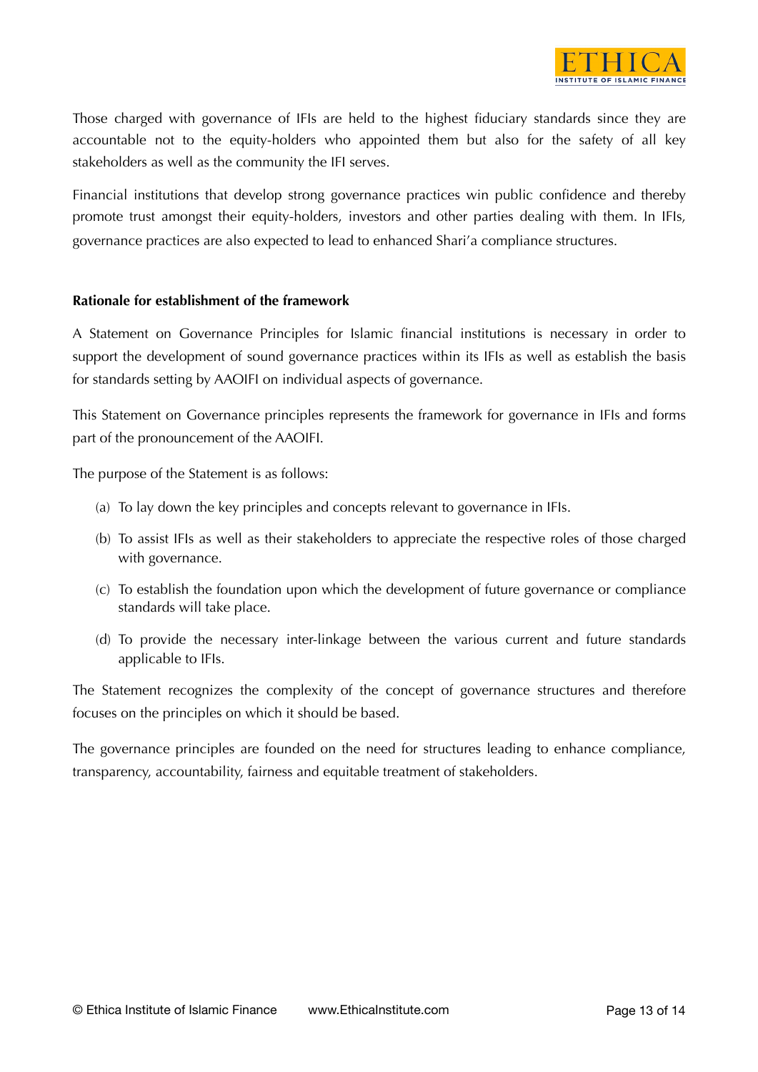Those charged with governance of IFIs are held to the highest fiduciary standards since they are accountable not to the equity-holders who appointed them but also for the safety of all key stakeholders as well as the community the IFI serves.

Financial institutions that develop strong governance practices win public confidence and thereby promote trust amongst their equity-holders, investors and other parties dealing with them. In IFIs, governance practices are also expected to lead to enhanced Shari'a compliance structures.

**Rationale for establishment of the framework**

A Statement on Governance Principles for Islamic financial institutions is necessary in order to support the development of sound governance practices within its IFIs as well as establish the basis for standards setting by AAOIFI on individual aspects of governance.

This Statement on Governance principles represents the framework for governance in IFIs and forms part of the pronouncement of the AAOIFI.

The purpose of the Statement is as follows:

(a) To lay down the key principles and concepts relevant to governance in IFIs.

(b) To assist IFIs as well as their stakeholders to appreciate the respective roles of those charged with governance.

(c) To establish the foundation upon which the development of future governance or compliance standards will take place.

(d) To provide the necessary inter-linkage between the various current and future standards applicable to IFIs.

The Statement recognizes the complexity of the concept of governance structures and therefore focuses on the principles on which it should be based.

The governance principles are founded on the need for structures leading to enhance compliance, transparency, accountability, fairness and equitable treatment of stakeholders.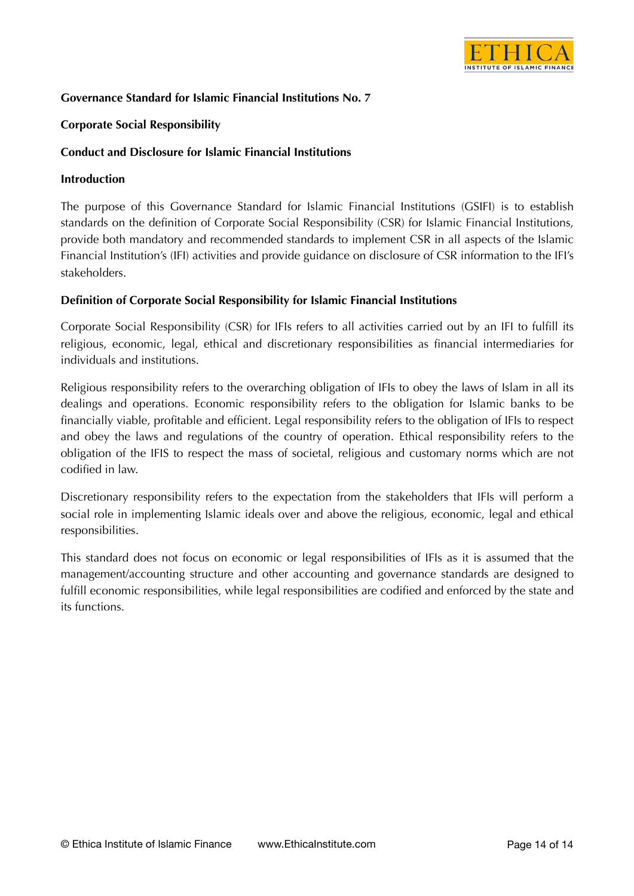**Governance Standard for Islamic Financial Institutions No. 7**

**Corporate Social Responsibility**

**Conduct and Disclosure for Islamic Financial Institutions**

**Introduction**

The purpose of this Governance Standard for Islamic Financial Institutions (GSIFI) is to establish standards on the definition of Corporate Social Responsibility (CSR) for Islamic Financial Institutions, provide both mandatory and recommended standards to implement CSR in all aspects of the Islamic Financial Institution's (IFI) activities and provide guidance on disclosure of CSR information to the IFI's stakeholders.

**Definition of Corporate Social Responsibility for Islamic Financial Institutions**

Corporate Social Responsibility (CSR) for IFIs refers to all activities carried out by an IFI to fulfill its religious, economic, legal, ethical and discretionary responsibilities as financial intermediaries for individuals and institutions.

Religious responsibility refers to the overarching obligation of IFIs to obey the laws of Islam in all its dealings and operations. Economic responsibility refers to the obligation for Islamic banks to be financially viable, profitable and efficient. Legal responsibility refers to the obligation of IFIs to respect and obey the laws and regulations of the country of operation. Ethical responsibility refers to the obligation of the IFIS to respect the mass of societal, religious and customary norms which are not codified in law.

Discretionary responsibility refers to the expectation from the stakeholders that IFIs will perform a social role in implementing Islamic ideals over and above the religious, economic, legal and ethical responsibilities.

This standard does not focus on economic or legal responsibilities of IFIs as it is assumed that the management/accounting structure and other accounting and governance standards are designed to fulfill economic responsibilities, while legal responsibilities are codified and enforced by the state and its functions.